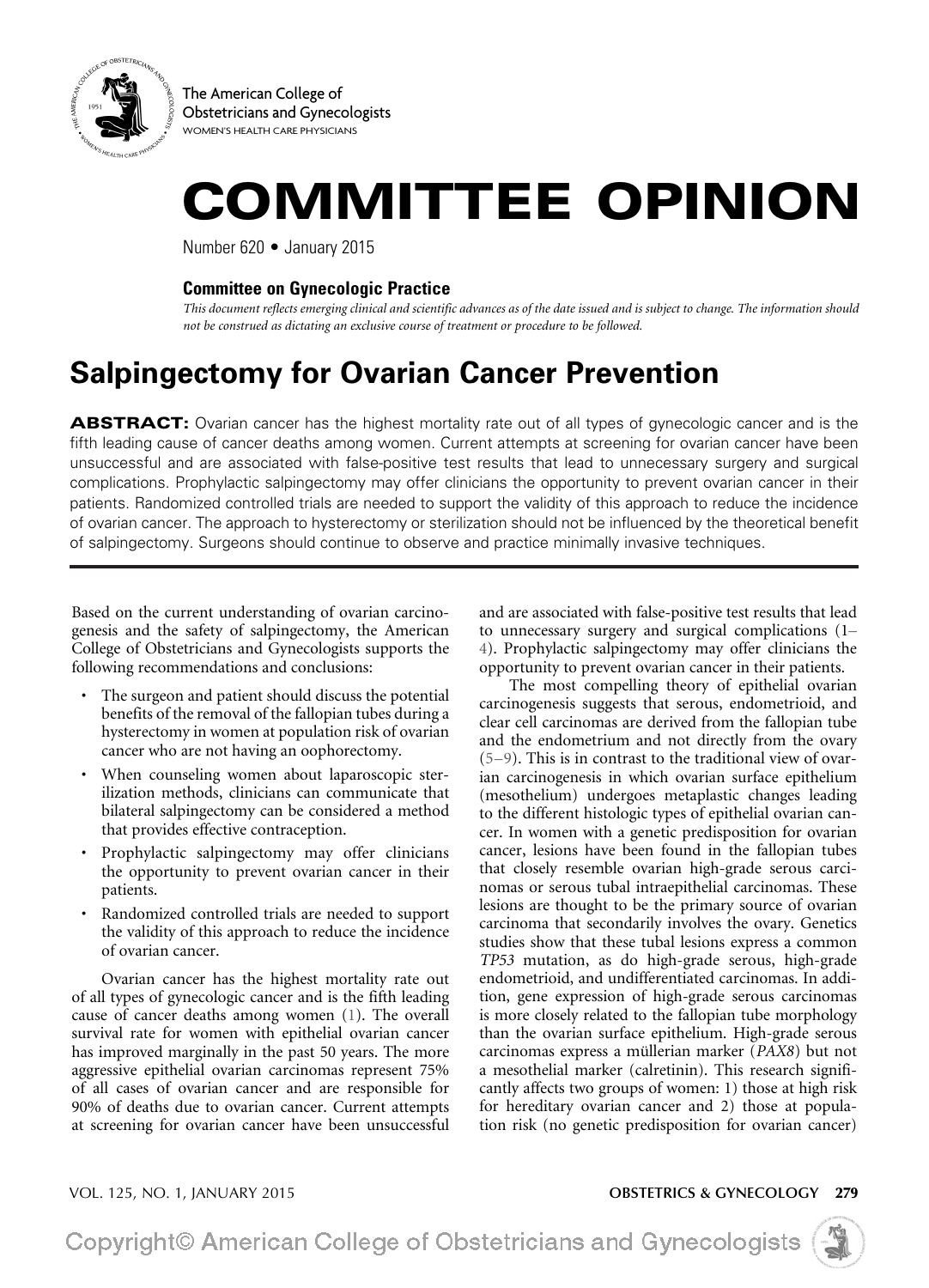The American College of Obstetricians and Gynecologists
WOMEN'S HEALTH CARE PHYSICIANS

# COMMITTEE OPINION

Number 620 • January 2015

**Committee on Gynecologic Practice**

*This document reflects emerging clinical and scientific advances as of the date issued and is subject to change. The information should not be construed as dictating an exclusive course of treatment or procedure to be followed.*

## Salpingectomy for Ovarian Cancer Prevention

**ABSTRACT:** Ovarian cancer has the highest mortality rate out of all types of gynecologic cancer and is the fifth leading cause of cancer deaths among women. Current attempts at screening for ovarian cancer have been unsuccessful and are associated with false-positive test results that lead to unnecessary surgery and surgical complications. Prophylactic salpingectomy may offer clinicians the opportunity to prevent ovarian cancer in their patients. Randomized controlled trials are needed to support the validity of this approach to reduce the incidence of ovarian cancer. The approach to hysterectomy or sterilization should not be influenced by the theoretical benefit of salpingectomy. Surgeons should continue to observe and practice minimally invasive techniques.

Based on the current understanding of ovarian carcinogenesis and the safety of salpingectomy, the American College of Obstetricians and Gynecologists supports the following recommendations and conclusions:

- The surgeon and patient should discuss the potential benefits of the removal of the fallopian tubes during a hysterectomy in women at population risk of ovarian cancer who are not having an oophorectomy.
- When counseling women about laparoscopic sterilization methods, clinicians can communicate that bilateral salpingectomy can be considered a method that provides effective contraception.
- Prophylactic salpingectomy may offer clinicians the opportunity to prevent ovarian cancer in their patients.
- Randomized controlled trials are needed to support the validity of this approach to reduce the incidence of ovarian cancer.

Ovarian cancer has the highest mortality rate out of all types of gynecologic cancer and is the fifth leading cause of cancer deaths among women (1). The overall survival rate for women with epithelial ovarian cancer has improved marginally in the past 50 years. The more aggressive epithelial ovarian carcinomas represent 75% of all cases of ovarian cancer and are responsible for 90% of deaths due to ovarian cancer. Current attempts at screening for ovarian cancer have been unsuccessful and are associated with false-positive test results that lead to unnecessary surgery and surgical complications (1–4). Prophylactic salpingectomy may offer clinicians the opportunity to prevent ovarian cancer in their patients.

The most compelling theory of epithelial ovarian carcinogenesis suggests that serous, endometrioid, and clear cell carcinomas are derived from the fallopian tube and the endometrium and not directly from the ovary (5–9). This is in contrast to the traditional view of ovarian carcinogenesis in which ovarian surface epithelium (mesothelium) undergoes metaplastic changes leading to the different histologic types of epithelial ovarian cancer. In women with a genetic predisposition for ovarian cancer, lesions have been found in the fallopian tubes that closely resemble ovarian high-grade serous carcinomas or serous tubal intraepithelial carcinomas. These lesions are thought to be the primary source of ovarian carcinoma that secondarily involves the ovary. Genetics studies show that these tubal lesions express a common *TP53* mutation, as do high-grade serous, high-grade endometrioid, and undifferentiated carcinomas. In addition, gene expression of high-grade serous carcinomas is more closely related to the fallopian tube morphology than the ovarian surface epithelium. High-grade serous carcinomas express a müllerian marker (*PAX8*) but not a mesothelial marker (calretinin). This research significantly affects two groups of women: 1) those at high risk for hereditary ovarian cancer and 2) those at population risk (no genetic predisposition for ovarian cancer)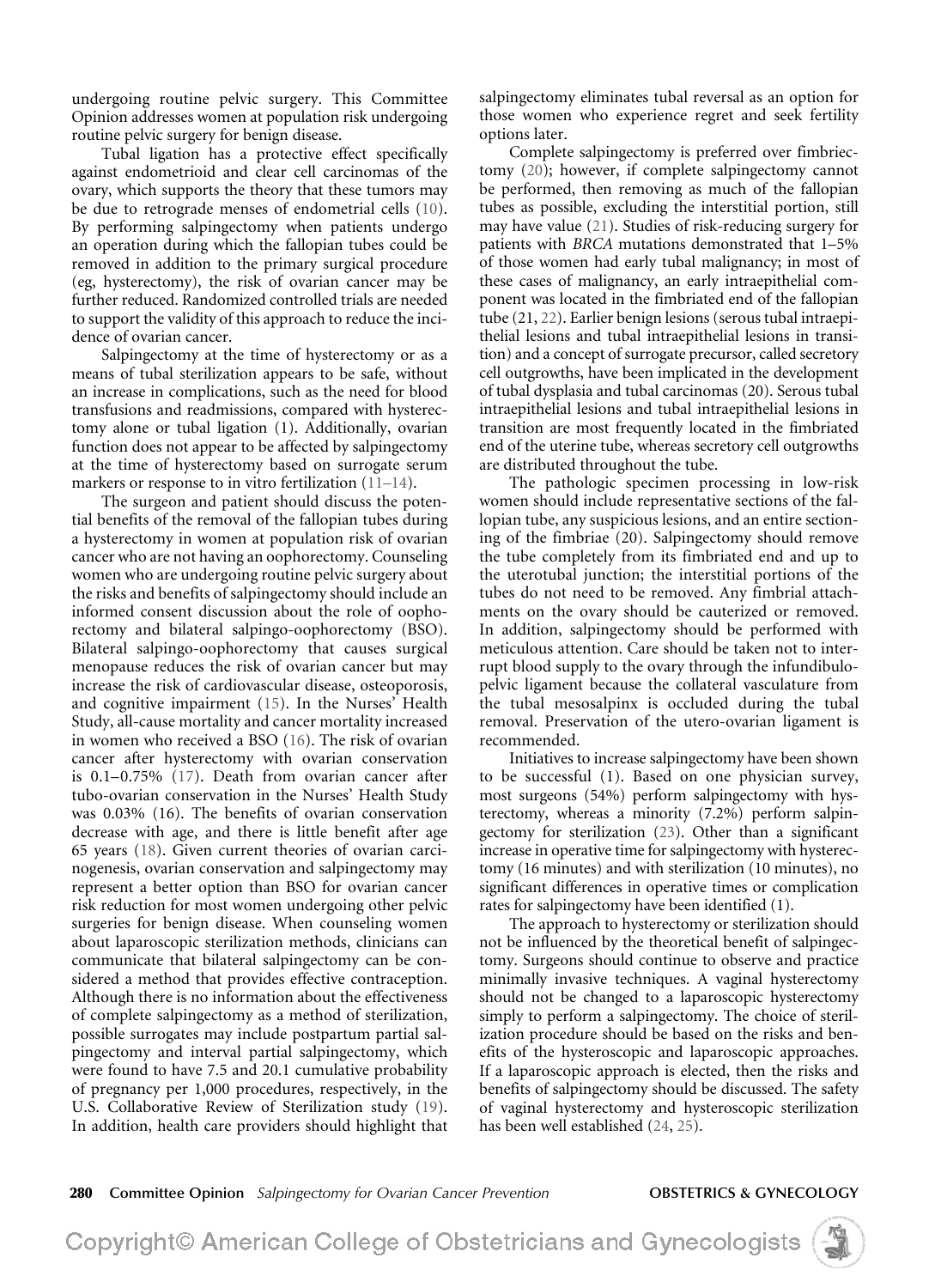undergoing routine pelvic surgery. This Committee Opinion addresses women at population risk undergoing routine pelvic surgery for benign disease.

Tubal ligation has a protective effect specifically against endometrioid and clear cell carcinomas of the ovary, which supports the theory that these tumors may be due to retrograde menses of endometrial cells (10). By performing salpingectomy when patients undergo an operation during which the fallopian tubes could be removed in addition to the primary surgical procedure (eg, hysterectomy), the risk of ovarian cancer may be further reduced. Randomized controlled trials are needed to support the validity of this approach to reduce the incidence of ovarian cancer.

Salpingectomy at the time of hysterectomy or as a means of tubal sterilization appears to be safe, without an increase in complications, such as the need for blood transfusions and readmissions, compared with hysterectomy alone or tubal ligation (1). Additionally, ovarian function does not appear to be affected by salpingectomy at the time of hysterectomy based on surrogate serum markers or response to in vitro fertilization (11–14).

The surgeon and patient should discuss the potential benefits of the removal of the fallopian tubes during a hysterectomy in women at population risk of ovarian cancer who are not having an oophorectomy. Counseling women who are undergoing routine pelvic surgery about the risks and benefits of salpingectomy should include an informed consent discussion about the role of oophorectomy and bilateral salpingo-oophorectomy (BSO). Bilateral salpingo-oophorectomy that causes surgical menopause reduces the risk of ovarian cancer but may increase the risk of cardiovascular disease, osteoporosis, and cognitive impairment (15). In the Nurses' Health Study, all-cause mortality and cancer mortality increased in women who received a BSO (16). The risk of ovarian cancer after hysterectomy with ovarian conservation is 0.1–0.75% (17). Death from ovarian cancer after tubo-ovarian conservation in the Nurses' Health Study was 0.03% (16). The benefits of ovarian conservation decrease with age, and there is little benefit after age 65 years (18). Given current theories of ovarian carcinogenesis, ovarian conservation and salpingectomy may represent a better option than BSO for ovarian cancer risk reduction for most women undergoing other pelvic surgeries for benign disease. When counseling women about laparoscopic sterilization methods, clinicians can communicate that bilateral salpingectomy can be considered a method that provides effective contraception. Although there is no information about the effectiveness of complete salpingectomy as a method of sterilization, possible surrogates may include postpartum partial salpingectomy and interval partial salpingectomy, which were found to have 7.5 and 20.1 cumulative probability of pregnancy per 1,000 procedures, respectively, in the U.S. Collaborative Review of Sterilization study (19). In addition, health care providers should highlight that salpingectomy eliminates tubal reversal as an option for those women who experience regret and seek fertility options later.

Complete salpingectomy is preferred over fimbriectomy (20); however, if complete salpingectomy cannot be performed, then removing as much of the fallopian tubes as possible, excluding the interstitial portion, still may have value (21). Studies of risk-reducing surgery for patients with *BRCA* mutations demonstrated that 1–5% of those women had early tubal malignancy; in most of these cases of malignancy, an early intraepithelial component was located in the fimbriated end of the fallopian tube (21, 22). Earlier benign lesions (serous tubal intraepithelial lesions and tubal intraepithelial lesions in transition) and a concept of surrogate precursor, called secretory cell outgrowths, have been implicated in the development of tubal dysplasia and tubal carcinomas (20). Serous tubal intraepithelial lesions and tubal intraepithelial lesions in transition are most frequently located in the fimbriated end of the uterine tube, whereas secretory cell outgrowths are distributed throughout the tube.

The pathologic specimen processing in low-risk women should include representative sections of the fallopian tube, any suspicious lesions, and an entire sectioning of the fimbriae (20). Salpingectomy should remove the tube completely from its fimbriated end and up to the uterotubal junction; the interstitial portions of the tubes do not need to be removed. Any fimbrial attachments on the ovary should be cauterized or removed. In addition, salpingectomy should be performed with meticulous attention. Care should be taken not to interrupt blood supply to the ovary through the infundibulopelvic ligament because the collateral vasculature from the tubal mesosalpinx is occluded during the tubal removal. Preservation of the utero-ovarian ligament is recommended.

Initiatives to increase salpingectomy have been shown to be successful (1). Based on one physician survey, most surgeons (54%) perform salpingectomy with hysterectomy, whereas a minority (7.2%) perform salpingectomy for sterilization (23). Other than a significant increase in operative time for salpingectomy with hysterectomy (16 minutes) and with sterilization (10 minutes), no significant differences in operative times or complication rates for salpingectomy have been identified (1).

The approach to hysterectomy or sterilization should not be influenced by the theoretical benefit of salpingectomy. Surgeons should continue to observe and practice minimally invasive techniques. A vaginal hysterectomy should not be changed to a laparoscopic hysterectomy simply to perform a salpingectomy. The choice of sterilization procedure should be based on the risks and benefits of the hysteroscopic and laparoscopic approaches. If a laparoscopic approach is elected, then the risks and benefits of salpingectomy should be discussed. The safety of vaginal hysterectomy and hysteroscopic sterilization has been well established (24, 25).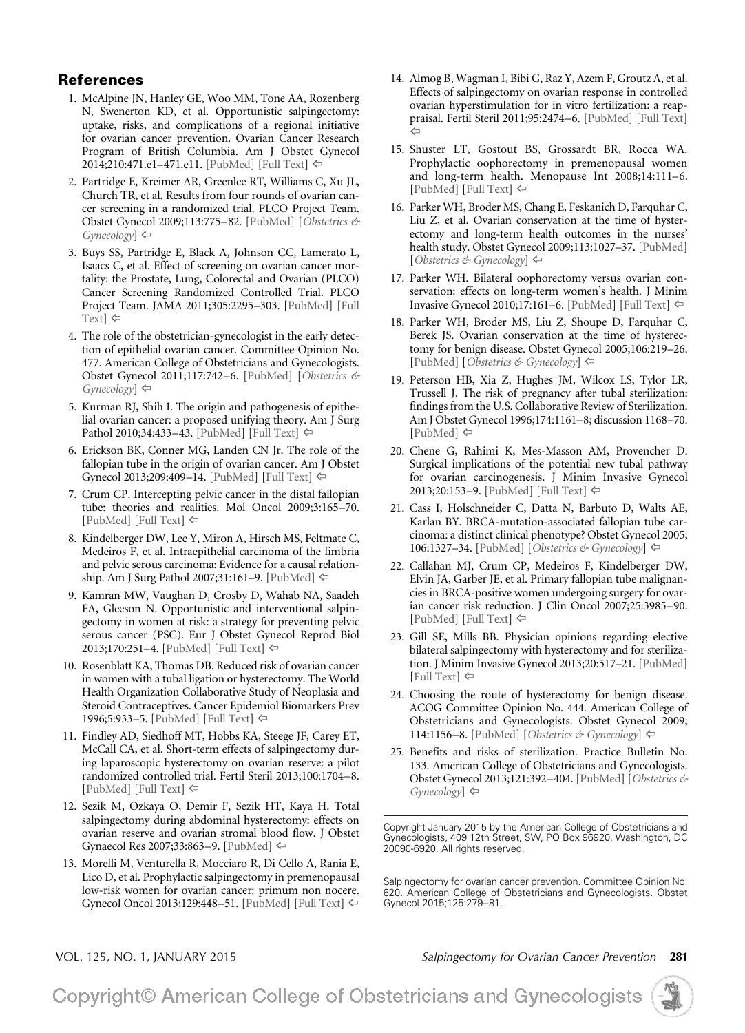## References

1. McAlpine JN, Hanley GE, Woo MM, Tone AA, Rozenberg N, Swenerton KD, et al. Opportunistic salpingectomy: uptake, risks, and complications of a regional initiative for ovarian cancer prevention. Ovarian Cancer Research Program of British Columbia. Am J Obstet Gynecol 2014;210:471.e1–471.e11. [PubMed] [Full Text] ⇦
2. Partridge E, Kreimer AR, Greenlee RT, Williams C, Xu JL, Church TR, et al. Results from four rounds of ovarian cancer screening in a randomized trial. PLCO Project Team. Obstet Gynecol 2009;113:775–82. [PubMed] [*Obstetrics & Gynecology*] ⇦
3. Buys SS, Partridge E, Black A, Johnson CC, Lamerato L, Isaacs C, et al. Effect of screening on ovarian cancer mortality: the Prostate, Lung, Colorectal and Ovarian (PLCO) Cancer Screening Randomized Controlled Trial. PLCO Project Team. JAMA 2011;305:2295–303. [PubMed] [Full Text] ⇦
4. The role of the obstetrician-gynecologist in the early detection of epithelial ovarian cancer. Committee Opinion No. 477. American College of Obstetricians and Gynecologists. Obstet Gynecol 2011;117:742–6. [PubMed] [*Obstetrics & Gynecology*] ⇦
5. Kurman RJ, Shih I. The origin and pathogenesis of epithelial ovarian cancer: a proposed unifying theory. Am J Surg Pathol 2010;34:433–43. [PubMed] [Full Text] ⇦
6. Erickson BK, Conner MG, Landen CN Jr. The role of the fallopian tube in the origin of ovarian cancer. Am J Obstet Gynecol 2013;209:409–14. [PubMed] [Full Text] ⇦
7. Crum CP. Intercepting pelvic cancer in the distal fallopian tube: theories and realities. Mol Oncol 2009;3:165–70. [PubMed] [Full Text] ⇦
8. Kindelberger DW, Lee Y, Miron A, Hirsch MS, Feltmate C, Medeiros F, et al. Intraepithelial carcinoma of the fimbria and pelvic serous carcinoma: Evidence for a causal relationship. Am J Surg Pathol 2007;31:161–9. [PubMed] ⇦
9. Kamran MW, Vaughan D, Crosby D, Wahab NA, Saadeh FA, Gleeson N. Opportunistic and interventional salpingectomy in women at risk: a strategy for preventing pelvic serous cancer (PSC). Eur J Obstet Gynecol Reprod Biol 2013;170:251–4. [PubMed] [Full Text] ⇦
10. Rosenblatt KA, Thomas DB. Reduced risk of ovarian cancer in women with a tubal ligation or hysterectomy. The World Health Organization Collaborative Study of Neoplasia and Steroid Contraceptives. Cancer Epidemiol Biomarkers Prev 1996;5:933–5. [PubMed] [Full Text] ⇦
11. Findley AD, Siedhoff MT, Hobbs KA, Steege JF, Carey ET, McCall CA, et al. Short-term effects of salpingectomy during laparoscopic hysterectomy on ovarian reserve: a pilot randomized controlled trial. Fertil Steril 2013;100:1704–8. [PubMed] [Full Text] ⇦
12. Sezik M, Ozkaya O, Demir F, Sezik HT, Kaya H. Total salpingectomy during abdominal hysterectomy: effects on ovarian reserve and ovarian stromal blood flow. J Obstet Gynaecol Res 2007;33:863–9. [PubMed] ⇦
13. Morelli M, Venturella R, Mocciaro R, Di Cello A, Rania E, Lico D, et al. Prophylactic salpingectomy in premenopausal low-risk women for ovarian cancer: primum non nocere. Gynecol Oncol 2013;129:448–51. [PubMed] [Full Text] ⇦
14. Almog B, Wagman I, Bibi G, Raz Y, Azem F, Groutz A, et al. Effects of salpingectomy on ovarian response in controlled ovarian hyperstimulation for in vitro fertilization: a reappraisal. Fertil Steril 2011;95:2474–6. [PubMed] [Full Text] ⇦
15. Shuster LT, Gostout BS, Grossardt BR, Rocca WA. Prophylactic oophorectomy in premenopausal women and long-term health. Menopause Int 2008;14:111–6. [PubMed] [Full Text] ⇦
16. Parker WH, Broder MS, Chang E, Feskanich D, Farquhar C, Liu Z, et al. Ovarian conservation at the time of hysterectomy and long-term health outcomes in the nurses' health study. Obstet Gynecol 2009;113:1027–37. [PubMed] [*Obstetrics & Gynecology*] ⇦
17. Parker WH. Bilateral oophorectomy versus ovarian conservation: effects on long-term women's health. J Minim Invasive Gynecol 2010;17:161–6. [PubMed] [Full Text] ⇦
18. Parker WH, Broder MS, Liu Z, Shoupe D, Farquhar C, Berek JS. Ovarian conservation at the time of hysterectomy for benign disease. Obstet Gynecol 2005;106:219–26. [PubMed] [*Obstetrics & Gynecology*] ⇦
19. Peterson HB, Xia Z, Hughes JM, Wilcox LS, Tylor LR, Trussell J. The risk of pregnancy after tubal sterilization: findings from the U.S. Collaborative Review of Sterilization. Am J Obstet Gynecol 1996;174:1161–8; discussion 1168–70. [PubMed] ⇦
20. Chene G, Rahimi K, Mes-Masson AM, Provencher D. Surgical implications of the potential new tubal pathway for ovarian carcinogenesis. J Minim Invasive Gynecol 2013;20:153–9. [PubMed] [Full Text] ⇦
21. Cass I, Holschneider C, Datta N, Barbuto D, Walts AE, Karlan BY. BRCA-mutation-associated fallopian tube carcinoma: a distinct clinical phenotype? Obstet Gynecol 2005;106:1327–34. [PubMed] [*Obstetrics & Gynecology*] ⇦
22. Callahan MJ, Crum CP, Medeiros F, Kindelberger DW, Elvin JA, Garber JE, et al. Primary fallopian tube malignancies in BRCA-positive women undergoing surgery for ovarian cancer risk reduction. J Clin Oncol 2007;25:3985–90. [PubMed] [Full Text] ⇦
23. Gill SE, Mills BB. Physician opinions regarding elective bilateral salpingectomy with hysterectomy and for sterilization. J Minim Invasive Gynecol 2013;20:517–21. [PubMed] [Full Text] ⇦
24. Choosing the route of hysterectomy for benign disease. ACOG Committee Opinion No. 444. American College of Obstetricians and Gynecologists. Obstet Gynecol 2009;114:1156–8. [PubMed] [*Obstetrics & Gynecology*] ⇦
25. Benefits and risks of sterilization. Practice Bulletin No. 133. American College of Obstetricians and Gynecologists. Obstet Gynecol 2013;121:392–404. [PubMed] [*Obstetrics & Gynecology*] ⇦

Copyright January 2015 by the American College of Obstetricians and Gynecologists, 409 12th Street, SW, PO Box 96920, Washington, DC 20090-6920. All rights reserved.

Salpingectomy for ovarian cancer prevention. Committee Opinion No. 620. American College of Obstetricians and Gynecologists. Obstet Gynecol 2015;125:279–81.